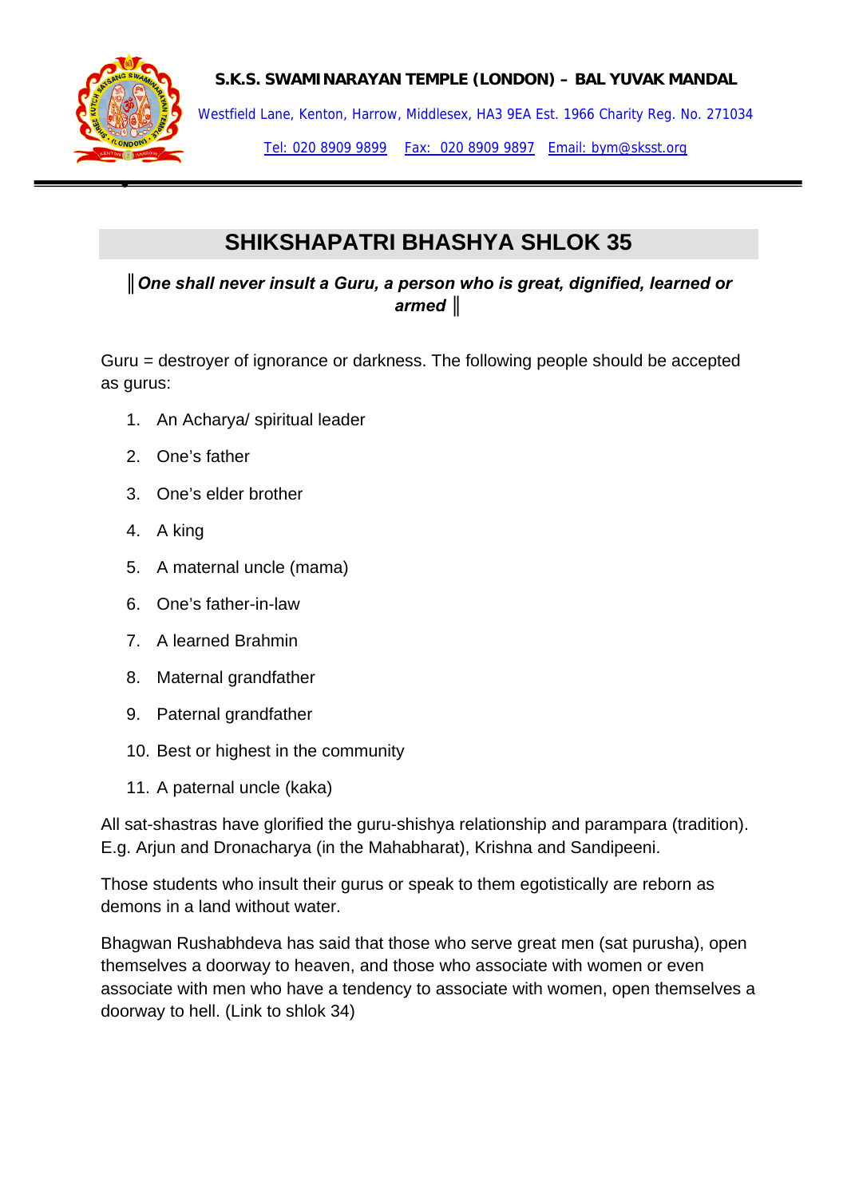**S.K.S. SWAMINARAYAN TEMPLE (LONDON) – BAL YUVAK MANDAL**

Westfield Lane, Kenton, Harrow, Middlesex, HA3 9EA Est. 1966 Charity Reg. No. 271034

Tel: 020 8909 9899 Fax: 020 8909 9897 Email: bym@sksst.org

# SHIKSHAPATRI BHASHYA SHLOK 35

***║One shall never insult a Guru, a person who is great, dignified, learned or armed ║***

Guru = destroyer of ignorance or darkness. The following people should be accepted as gurus:

1. An Acharya/ spiritual leader
2. One's father
3. One's elder brother
4. A king
5. A maternal uncle (mama)
6. One's father-in-law
7. A learned Brahmin
8. Maternal grandfather
9. Paternal grandfather
10. Best or highest in the community
11. A paternal uncle (kaka)

All sat-shastras have glorified the guru-shishya relationship and parampara (tradition). E.g. Arjun and Dronacharya (in the Mahabharat), Krishna and Sandipeeni.

Those students who insult their gurus or speak to them egotistically are reborn as demons in a land without water.

Bhagwan Rushabhdeva has said that those who serve great men (sat purusha), open themselves a doorway to heaven, and those who associate with women or even associate with men who have a tendency to associate with women, open themselves a doorway to hell. (Link to shlok 34)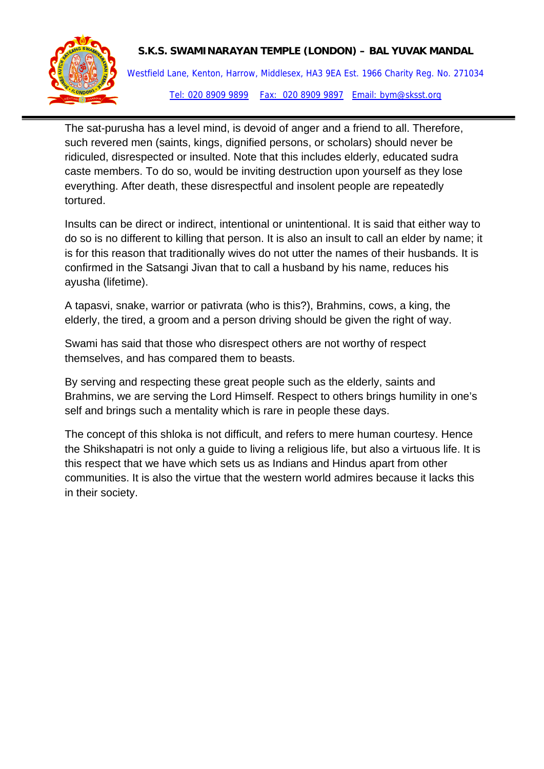The sat-purusha has a level mind, is devoid of anger and a friend to all. Therefore, such revered men (saints, kings, dignified persons, or scholars) should never be ridiculed, disrespected or insulted. Note that this includes elderly, educated sudra caste members. To do so, would be inviting destruction upon yourself as they lose everything. After death, these disrespectful and insolent people are repeatedly tortured.

Insults can be direct or indirect, intentional or unintentional. It is said that either way to do so is no different to killing that person. It is also an insult to call an elder by name; it is for this reason that traditionally wives do not utter the names of their husbands. It is confirmed in the Satsangi Jivan that to call a husband by his name, reduces his ayusha (lifetime).

A tapasvi, snake, warrior or pativrata (who is this?), Brahmins, cows, a king, the elderly, the tired, a groom and a person driving should be given the right of way.

Swami has said that those who disrespect others are not worthy of respect themselves, and has compared them to beasts.

By serving and respecting these great people such as the elderly, saints and Brahmins, we are serving the Lord Himself. Respect to others brings humility in one's self and brings such a mentality which is rare in people these days.

The concept of this shloka is not difficult, and refers to mere human courtesy. Hence the Shikshapatri is not only a guide to living a religious life, but also a virtuous life. It is this respect that we have which sets us as Indians and Hindus apart from other communities. It is also the virtue that the western world admires because it lacks this in their society.